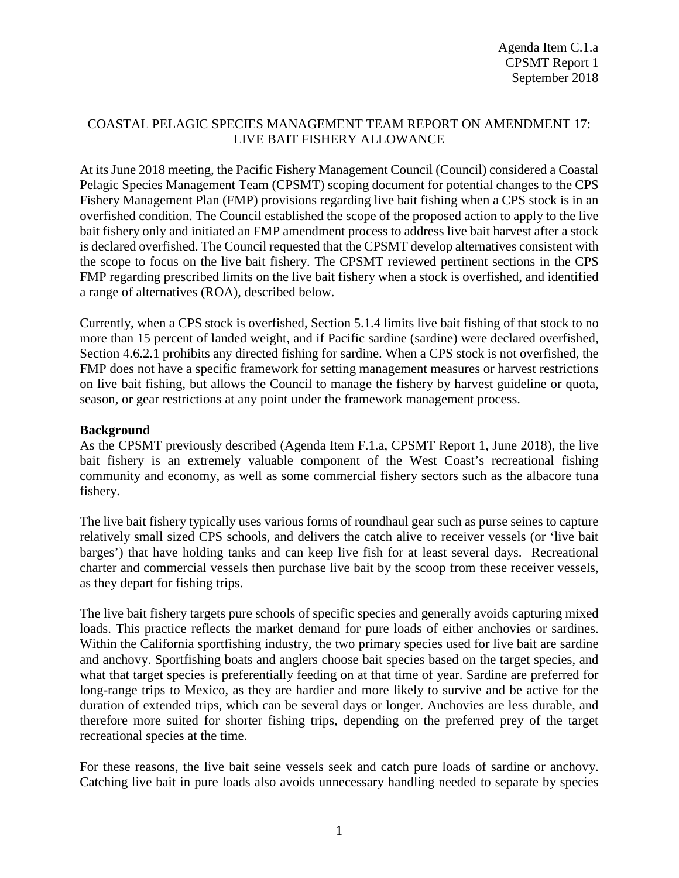Agenda Item C.1.a
CPSMT Report 1
September 2018

COASTAL PELAGIC SPECIES MANAGEMENT TEAM REPORT ON AMENDMENT 17: LIVE BAIT FISHERY ALLOWANCE

At its June 2018 meeting, the Pacific Fishery Management Council (Council) considered a Coastal Pelagic Species Management Team (CPSMT) scoping document for potential changes to the CPS Fishery Management Plan (FMP) provisions regarding live bait fishing when a CPS stock is in an overfished condition. The Council established the scope of the proposed action to apply to the live bait fishery only and initiated an FMP amendment process to address live bait harvest after a stock is declared overfished. The Council requested that the CPSMT develop alternatives consistent with the scope to focus on the live bait fishery. The CPSMT reviewed pertinent sections in the CPS FMP regarding prescribed limits on the live bait fishery when a stock is overfished, and identified a range of alternatives (ROA), described below.

Currently, when a CPS stock is overfished, Section 5.1.4 limits live bait fishing of that stock to no more than 15 percent of landed weight, and if Pacific sardine (sardine) were declared overfished, Section 4.6.2.1 prohibits any directed fishing for sardine. When a CPS stock is not overfished, the FMP does not have a specific framework for setting management measures or harvest restrictions on live bait fishing, but allows the Council to manage the fishery by harvest guideline or quota, season, or gear restrictions at any point under the framework management process.

**Background**

As the CPSMT previously described (Agenda Item F.1.a, CPSMT Report 1, June 2018), the live bait fishery is an extremely valuable component of the West Coast's recreational fishing community and economy, as well as some commercial fishery sectors such as the albacore tuna fishery.

The live bait fishery typically uses various forms of roundhaul gear such as purse seines to capture relatively small sized CPS schools, and delivers the catch alive to receiver vessels (or 'live bait barges') that have holding tanks and can keep live fish for at least several days. Recreational charter and commercial vessels then purchase live bait by the scoop from these receiver vessels, as they depart for fishing trips.

The live bait fishery targets pure schools of specific species and generally avoids capturing mixed loads. This practice reflects the market demand for pure loads of either anchovies or sardines. Within the California sportfishing industry, the two primary species used for live bait are sardine and anchovy. Sportfishing boats and anglers choose bait species based on the target species, and what that target species is preferentially feeding on at that time of year. Sardine are preferred for long-range trips to Mexico, as they are hardier and more likely to survive and be active for the duration of extended trips, which can be several days or longer. Anchovies are less durable, and therefore more suited for shorter fishing trips, depending on the preferred prey of the target recreational species at the time.

For these reasons, the live bait seine vessels seek and catch pure loads of sardine or anchovy. Catching live bait in pure loads also avoids unnecessary handling needed to separate by species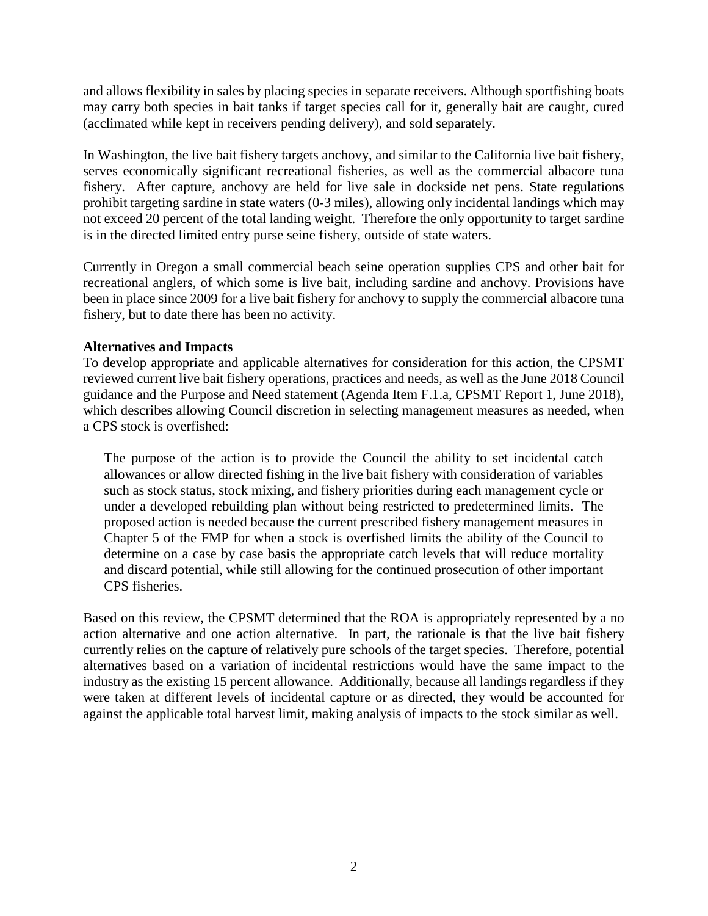and allows flexibility in sales by placing species in separate receivers. Although sportfishing boats may carry both species in bait tanks if target species call for it, generally bait are caught, cured (acclimated while kept in receivers pending delivery), and sold separately.

In Washington, the live bait fishery targets anchovy, and similar to the California live bait fishery, serves economically significant recreational fisheries, as well as the commercial albacore tuna fishery. After capture, anchovy are held for live sale in dockside net pens. State regulations prohibit targeting sardine in state waters (0-3 miles), allowing only incidental landings which may not exceed 20 percent of the total landing weight. Therefore the only opportunity to target sardine is in the directed limited entry purse seine fishery, outside of state waters.

Currently in Oregon a small commercial beach seine operation supplies CPS and other bait for recreational anglers, of which some is live bait, including sardine and anchovy. Provisions have been in place since 2009 for a live bait fishery for anchovy to supply the commercial albacore tuna fishery, but to date there has been no activity.

**Alternatives and Impacts**

To develop appropriate and applicable alternatives for consideration for this action, the CPSMT reviewed current live bait fishery operations, practices and needs, as well as the June 2018 Council guidance and the Purpose and Need statement (Agenda Item F.1.a, CPSMT Report 1, June 2018), which describes allowing Council discretion in selecting management measures as needed, when a CPS stock is overfished:

> The purpose of the action is to provide the Council the ability to set incidental catch allowances or allow directed fishing in the live bait fishery with consideration of variables such as stock status, stock mixing, and fishery priorities during each management cycle or under a developed rebuilding plan without being restricted to predetermined limits. The proposed action is needed because the current prescribed fishery management measures in Chapter 5 of the FMP for when a stock is overfished limits the ability of the Council to determine on a case by case basis the appropriate catch levels that will reduce mortality and discard potential, while still allowing for the continued prosecution of other important CPS fisheries.

Based on this review, the CPSMT determined that the ROA is appropriately represented by a no action alternative and one action alternative. In part, the rationale is that the live bait fishery currently relies on the capture of relatively pure schools of the target species. Therefore, potential alternatives based on a variation of incidental restrictions would have the same impact to the industry as the existing 15 percent allowance. Additionally, because all landings regardless if they were taken at different levels of incidental capture or as directed, they would be accounted for against the applicable total harvest limit, making analysis of impacts to the stock similar as well.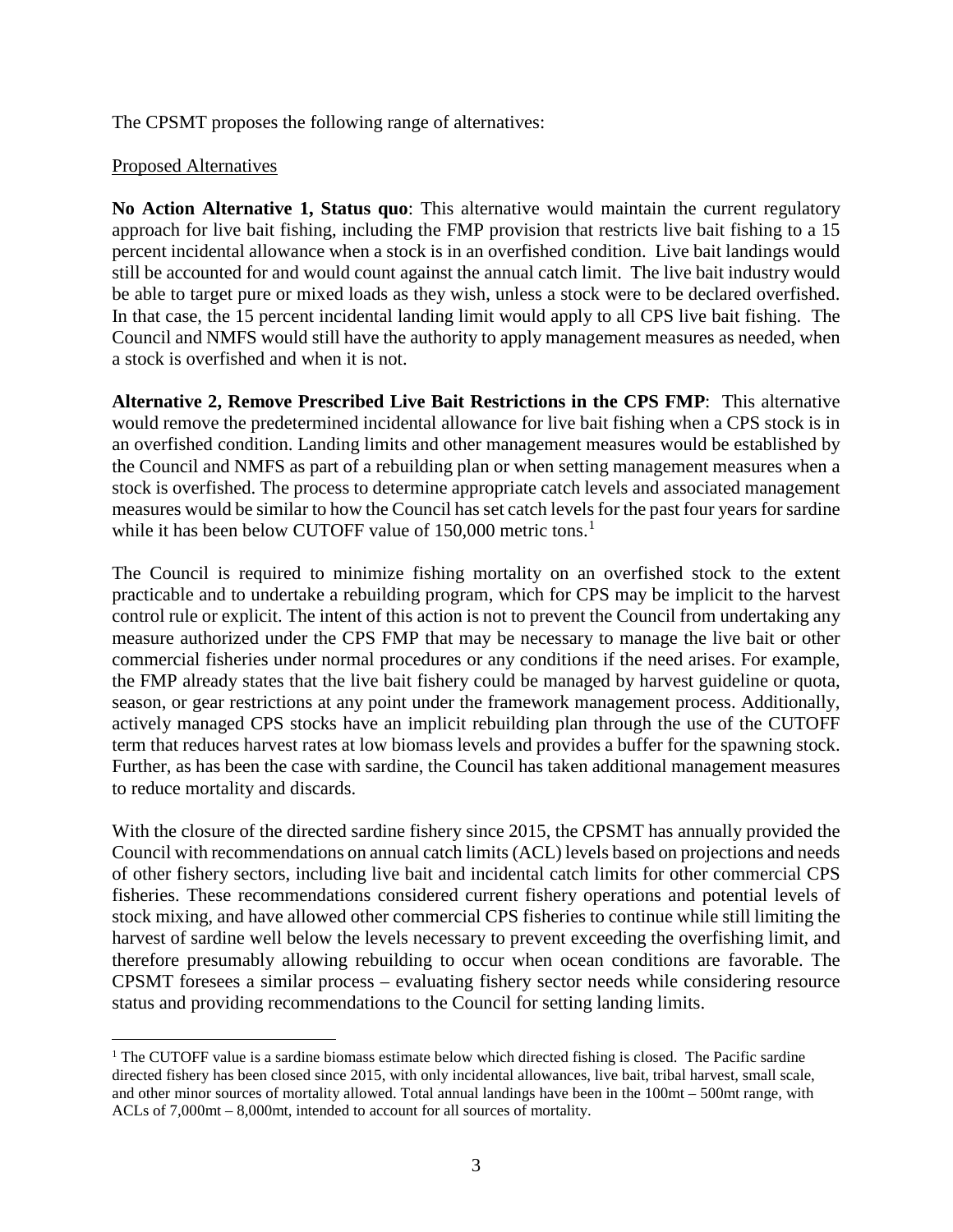The CPSMT proposes the following range of alternatives:

Proposed Alternatives

**No Action Alternative 1, Status quo**: This alternative would maintain the current regulatory approach for live bait fishing, including the FMP provision that restricts live bait fishing to a 15 percent incidental allowance when a stock is in an overfished condition. Live bait landings would still be accounted for and would count against the annual catch limit. The live bait industry would be able to target pure or mixed loads as they wish, unless a stock were to be declared overfished. In that case, the 15 percent incidental landing limit would apply to all CPS live bait fishing. The Council and NMFS would still have the authority to apply management measures as needed, when a stock is overfished and when it is not.

**Alternative 2, Remove Prescribed Live Bait Restrictions in the CPS FMP**: This alternative would remove the predetermined incidental allowance for live bait fishing when a CPS stock is in an overfished condition. Landing limits and other management measures would be established by the Council and NMFS as part of a rebuilding plan or when setting management measures when a stock is overfished. The process to determine appropriate catch levels and associated management measures would be similar to how the Council has set catch levels for the past four years for sardine while it has been below CUTOFF value of 150,000 metric tons.[1]

The Council is required to minimize fishing mortality on an overfished stock to the extent practicable and to undertake a rebuilding program, which for CPS may be implicit to the harvest control rule or explicit. The intent of this action is not to prevent the Council from undertaking any measure authorized under the CPS FMP that may be necessary to manage the live bait or other commercial fisheries under normal procedures or any conditions if the need arises. For example, the FMP already states that the live bait fishery could be managed by harvest guideline or quota, season, or gear restrictions at any point under the framework management process. Additionally, actively managed CPS stocks have an implicit rebuilding plan through the use of the CUTOFF term that reduces harvest rates at low biomass levels and provides a buffer for the spawning stock. Further, as has been the case with sardine, the Council has taken additional management measures to reduce mortality and discards.

With the closure of the directed sardine fishery since 2015, the CPSMT has annually provided the Council with recommendations on annual catch limits (ACL) levels based on projections and needs of other fishery sectors, including live bait and incidental catch limits for other commercial CPS fisheries. These recommendations considered current fishery operations and potential levels of stock mixing, and have allowed other commercial CPS fisheries to continue while still limiting the harvest of sardine well below the levels necessary to prevent exceeding the overfishing limit, and therefore presumably allowing rebuilding to occur when ocean conditions are favorable. The CPSMT foresees a similar process – evaluating fishery sector needs while considering resource status and providing recommendations to the Council for setting landing limits.

---

[1] The CUTOFF value is a sardine biomass estimate below which directed fishing is closed. The Pacific sardine directed fishery has been closed since 2015, with only incidental allowances, live bait, tribal harvest, small scale, and other minor sources of mortality allowed. Total annual landings have been in the 100mt – 500mt range, with ACLs of 7,000mt – 8,000mt, intended to account for all sources of mortality.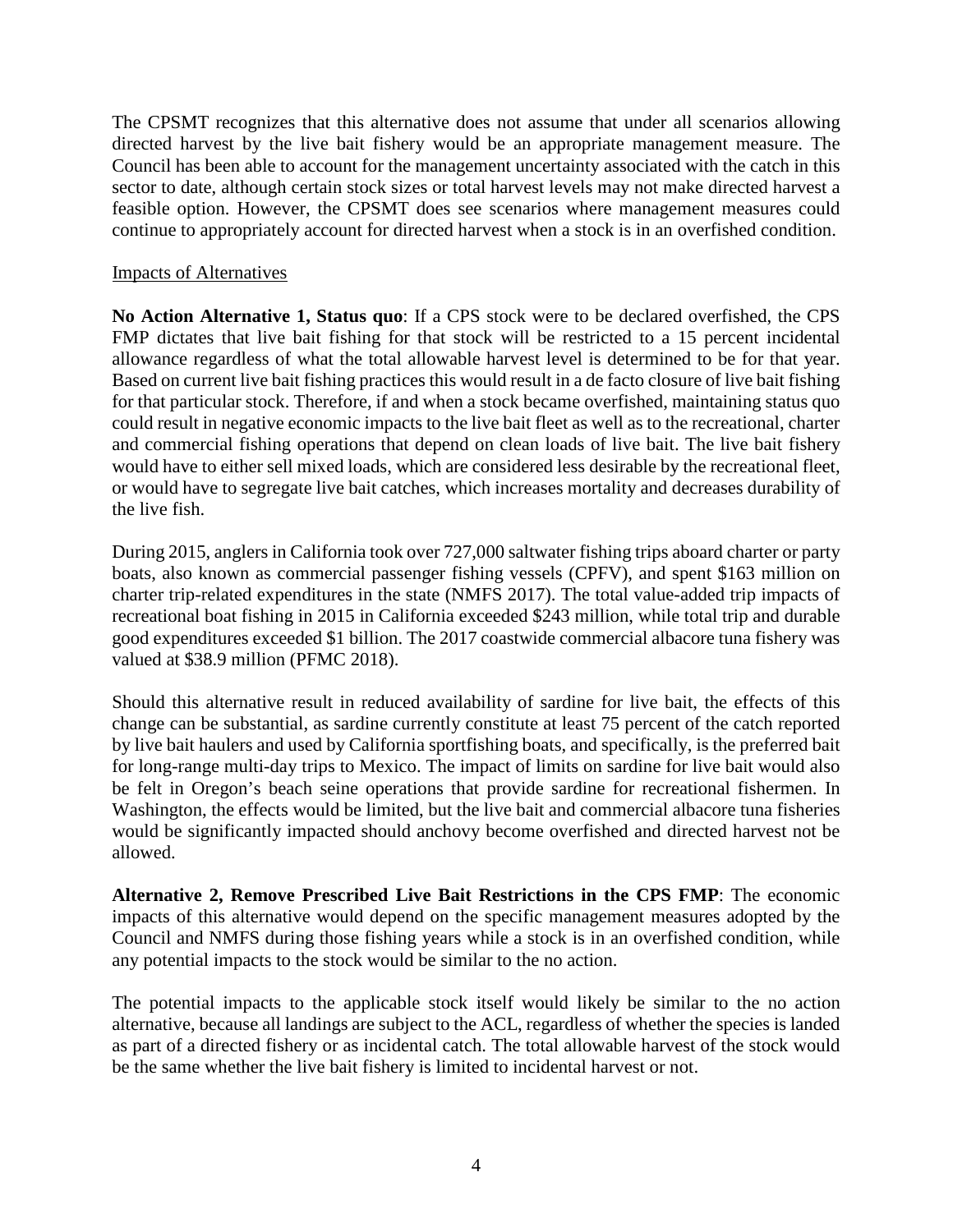The CPSMT recognizes that this alternative does not assume that under all scenarios allowing directed harvest by the live bait fishery would be an appropriate management measure. The Council has been able to account for the management uncertainty associated with the catch in this sector to date, although certain stock sizes or total harvest levels may not make directed harvest a feasible option. However, the CPSMT does see scenarios where management measures could continue to appropriately account for directed harvest when a stock is in an overfished condition.

Impacts of Alternatives

**No Action Alternative 1, Status quo**: If a CPS stock were to be declared overfished, the CPS FMP dictates that live bait fishing for that stock will be restricted to a 15 percent incidental allowance regardless of what the total allowable harvest level is determined to be for that year. Based on current live bait fishing practices this would result in a de facto closure of live bait fishing for that particular stock. Therefore, if and when a stock became overfished, maintaining status quo could result in negative economic impacts to the live bait fleet as well as to the recreational, charter and commercial fishing operations that depend on clean loads of live bait. The live bait fishery would have to either sell mixed loads, which are considered less desirable by the recreational fleet, or would have to segregate live bait catches, which increases mortality and decreases durability of the live fish.

During 2015, anglers in California took over 727,000 saltwater fishing trips aboard charter or party boats, also known as commercial passenger fishing vessels (CPFV), and spent $163 million on charter trip-related expenditures in the state (NMFS 2017). The total value-added trip impacts of recreational boat fishing in 2015 in California exceeded $243 million, while total trip and durable good expenditures exceeded $1 billion. The 2017 coastwide commercial albacore tuna fishery was valued at $38.9 million (PFMC 2018).

Should this alternative result in reduced availability of sardine for live bait, the effects of this change can be substantial, as sardine currently constitute at least 75 percent of the catch reported by live bait haulers and used by California sportfishing boats, and specifically, is the preferred bait for long-range multi-day trips to Mexico. The impact of limits on sardine for live bait would also be felt in Oregon's beach seine operations that provide sardine for recreational fishermen. In Washington, the effects would be limited, but the live bait and commercial albacore tuna fisheries would be significantly impacted should anchovy become overfished and directed harvest not be allowed.

**Alternative 2, Remove Prescribed Live Bait Restrictions in the CPS FMP**: The economic impacts of this alternative would depend on the specific management measures adopted by the Council and NMFS during those fishing years while a stock is in an overfished condition, while any potential impacts to the stock would be similar to the no action.

The potential impacts to the applicable stock itself would likely be similar to the no action alternative, because all landings are subject to the ACL, regardless of whether the species is landed as part of a directed fishery or as incidental catch. The total allowable harvest of the stock would be the same whether the live bait fishery is limited to incidental harvest or not.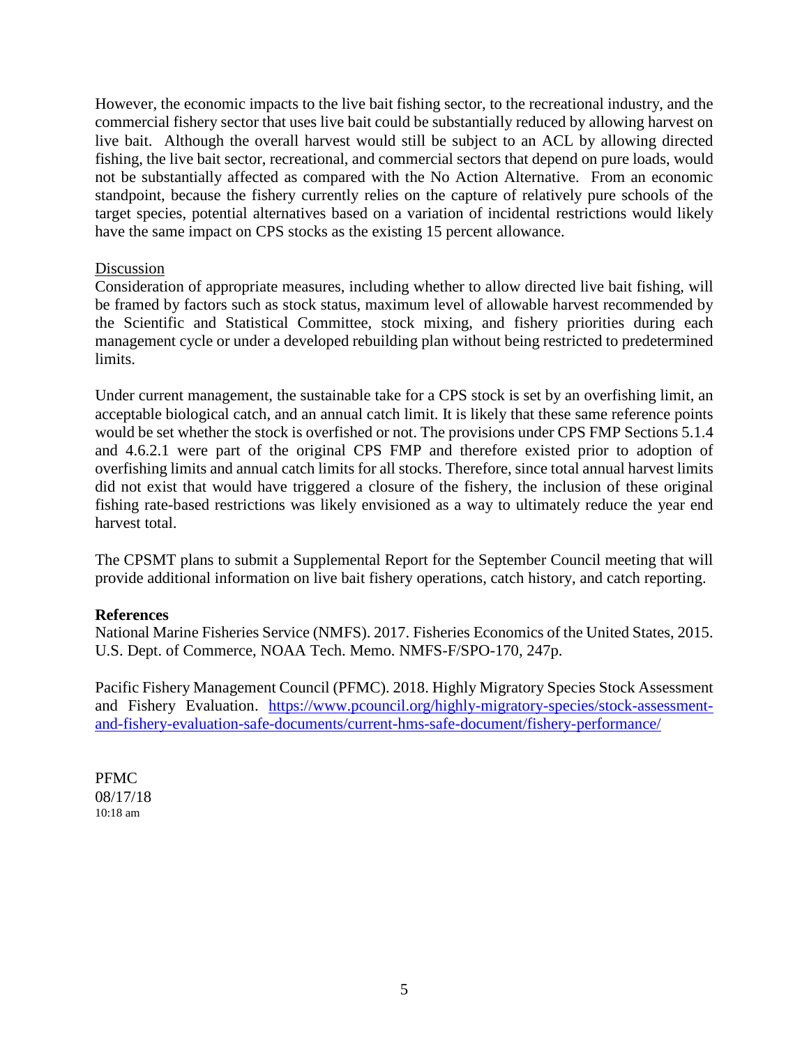However, the economic impacts to the live bait fishing sector, to the recreational industry, and the commercial fishery sector that uses live bait could be substantially reduced by allowing harvest on live bait. Although the overall harvest would still be subject to an ACL by allowing directed fishing, the live bait sector, recreational, and commercial sectors that depend on pure loads, would not be substantially affected as compared with the No Action Alternative. From an economic standpoint, because the fishery currently relies on the capture of relatively pure schools of the target species, potential alternatives based on a variation of incidental restrictions would likely have the same impact on CPS stocks as the existing 15 percent allowance.

Discussion

Consideration of appropriate measures, including whether to allow directed live bait fishing, will be framed by factors such as stock status, maximum level of allowable harvest recommended by the Scientific and Statistical Committee, stock mixing, and fishery priorities during each management cycle or under a developed rebuilding plan without being restricted to predetermined limits.

Under current management, the sustainable take for a CPS stock is set by an overfishing limit, an acceptable biological catch, and an annual catch limit. It is likely that these same reference points would be set whether the stock is overfished or not. The provisions under CPS FMP Sections 5.1.4 and 4.6.2.1 were part of the original CPS FMP and therefore existed prior to adoption of overfishing limits and annual catch limits for all stocks. Therefore, since total annual harvest limits did not exist that would have triggered a closure of the fishery, the inclusion of these original fishing rate-based restrictions was likely envisioned as a way to ultimately reduce the year end harvest total.

The CPSMT plans to submit a Supplemental Report for the September Council meeting that will provide additional information on live bait fishery operations, catch history, and catch reporting.

**References**

National Marine Fisheries Service (NMFS). 2017. Fisheries Economics of the United States, 2015. U.S. Dept. of Commerce, NOAA Tech. Memo. NMFS-F/SPO-170, 247p.

Pacific Fishery Management Council (PFMC). 2018. Highly Migratory Species Stock Assessment and Fishery Evaluation. https://www.pcouncil.org/highly-migratory-species/stock-assessment-and-fishery-evaluation-safe-documents/current-hms-safe-document/fishery-performance/

PFMC
08/17/18
10:18 am